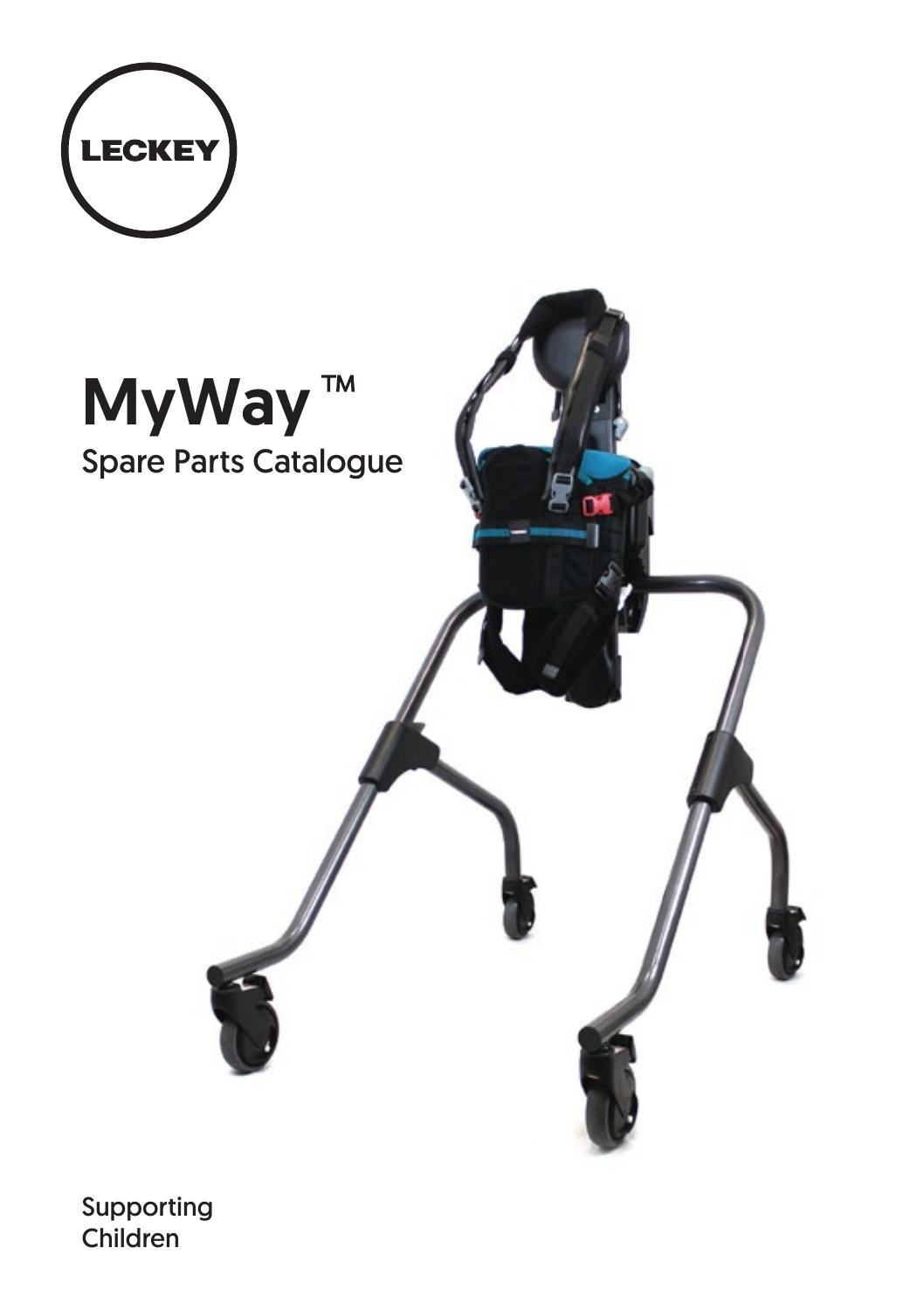LECKEY

# MyWay ™

## Spare Parts Catalogue

Supporting
Children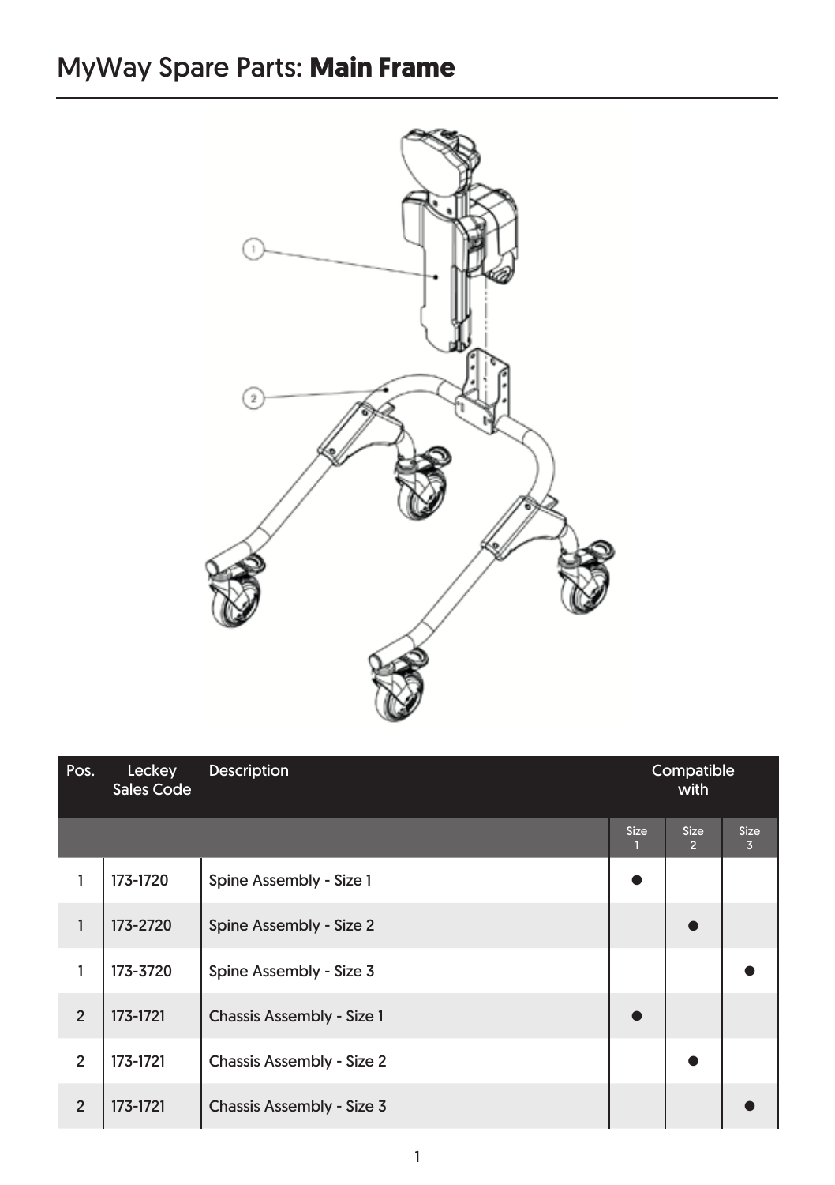# MyWay Spare Parts: **Main Frame**

| Pos. | Leckey Sales Code | Description | Compatible with | | |
|---|---|---|---|---|---|
| | | | Size 1 | Size 2 | Size 3 |
| 1 | 173-1720 | Spine Assembly - Size 1 | ● | | |
| 1 | 173-2720 | Spine Assembly - Size 2 | | ● | |
| 1 | 173-3720 | Spine Assembly - Size 3 | | | ● |
| 2 | 173-1721 | Chassis Assembly - Size 1 | ● | | |
| 2 | 173-1721 | Chassis Assembly - Size 2 | | ● | |
| 2 | 173-1721 | Chassis Assembly - Size 3 | | | ● |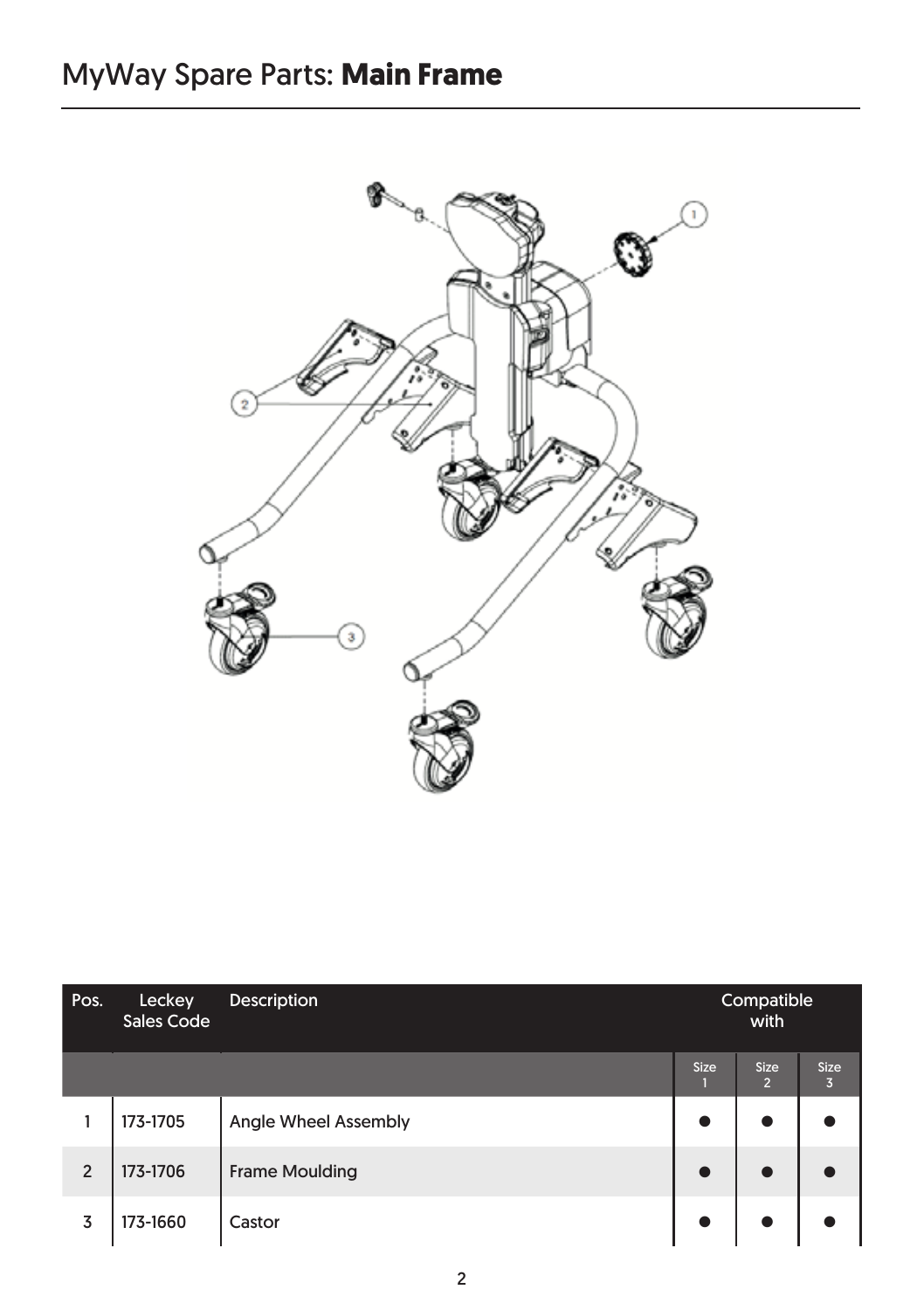# MyWay Spare Parts: **Main Frame**

| Pos. | Leckey Sales Code | Description | Compatible with | | |
|---|---|---|---|---|---|
| | | | Size 1 | Size 2 | Size 3 |
| 1 | 173-1705 | Angle Wheel Assembly | ● | ● | ● |
| 2 | 173-1706 | Frame Moulding | ● | ● | ● |
| 3 | 173-1660 | Castor | ● | ● | ● |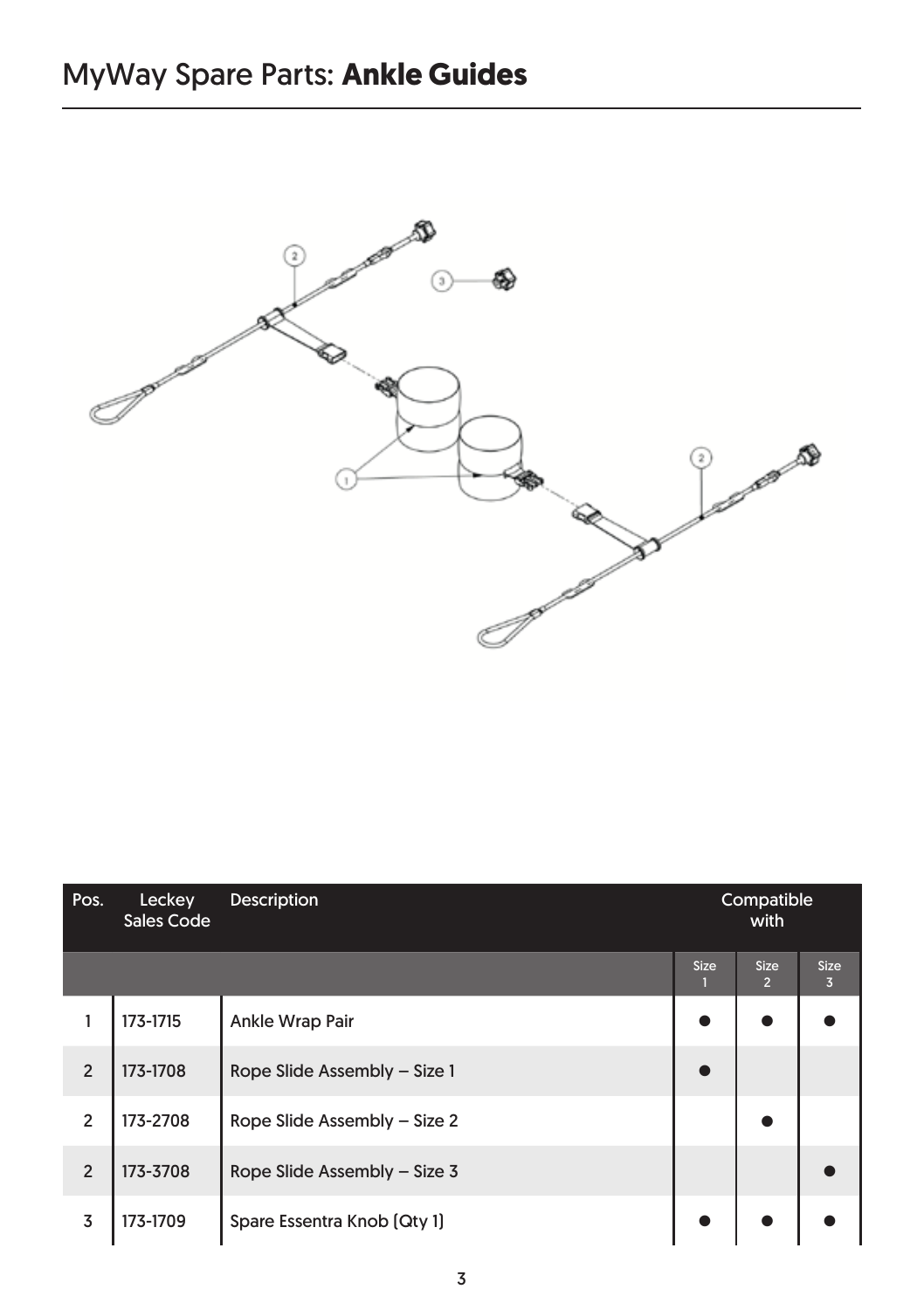# MyWay Spare Parts: **Ankle Guides**

| Pos. | Leckey Sales Code | Description | Compatible with | | |
|---|---|---|---|---|---|
| | | | Size 1 | Size 2 | Size 3 |
| 1 | 173-1715 | Ankle Wrap Pair | ● | ● | ● |
| 2 | 173-1708 | Rope Slide Assembly – Size 1 | ● | | |
| 2 | 173-2708 | Rope Slide Assembly – Size 2 | | ● | |
| 2 | 173-3708 | Rope Slide Assembly – Size 3 | | | ● |
| 3 | 173-1709 | Spare Essentra Knob (Qty 1) | ● | ● | ● |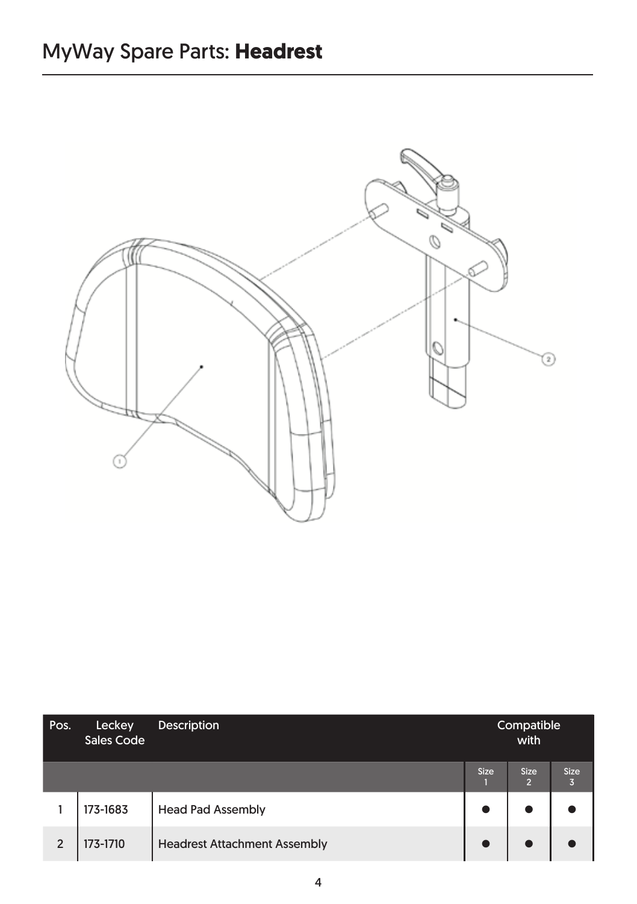# MyWay Spare Parts: **Headrest**

| Pos. | Leckey Sales Code | Description | Compatible with | | |
|---|---|---|---|---|---|
| | | | Size 1 | Size 2 | Size 3 |
| 1 | 173-1683 | Head Pad Assembly | ● | ● | ● |
| 2 | 173-1710 | Headrest Attachment Assembly | ● | ● | ● |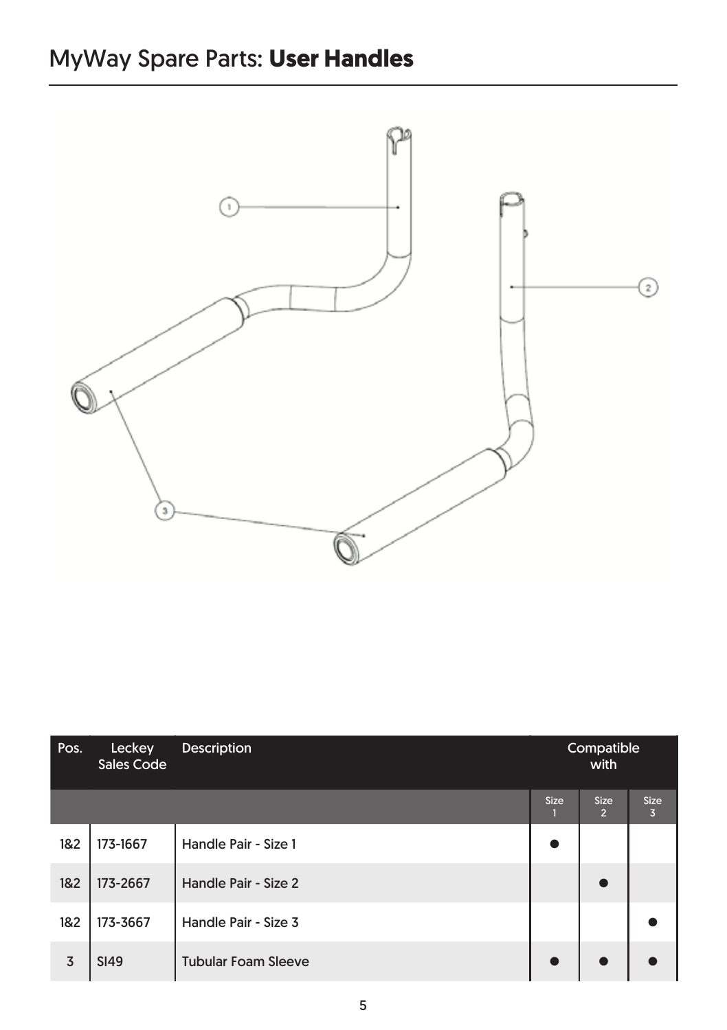# MyWay Spare Parts: **User Handles**

| Pos. | Leckey Sales Code | Description | Compatible with | | |
|---|---|---|---|---|---|
| | | | Size 1 | Size 2 | Size 3 |
| 1&2 | 173-1667 | Handle Pair - Size 1 | ● | | |
| 1&2 | 173-2667 | Handle Pair - Size 2 | | ● | |
| 1&2 | 173-3667 | Handle Pair - Size 3 | | | ● |
| 3 | SI49 | Tubular Foam Sleeve | ● | ● | ● |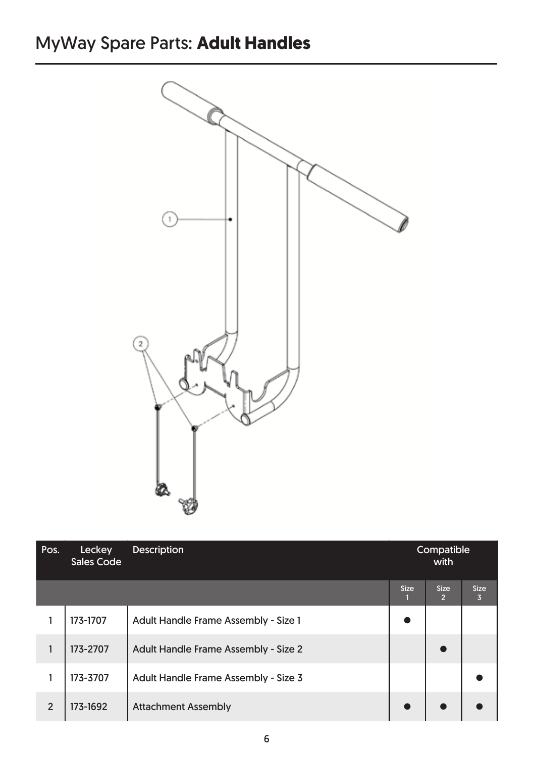# MyWay Spare Parts: **Adult Handles**

| Pos. | Leckey Sales Code | Description | Compatible with | | |
|---|---|---|---|---|---|
| | | | Size 1 | Size 2 | Size 3 |
| 1 | 173-1707 | Adult Handle Frame Assembly - Size 1 | ● | | |
| 1 | 173-2707 | Adult Handle Frame Assembly - Size 2 | | ● | |
| 1 | 173-3707 | Adult Handle Frame Assembly - Size 3 | | | ● |
| 2 | 173-1692 | Attachment Assembly | ● | ● | ● |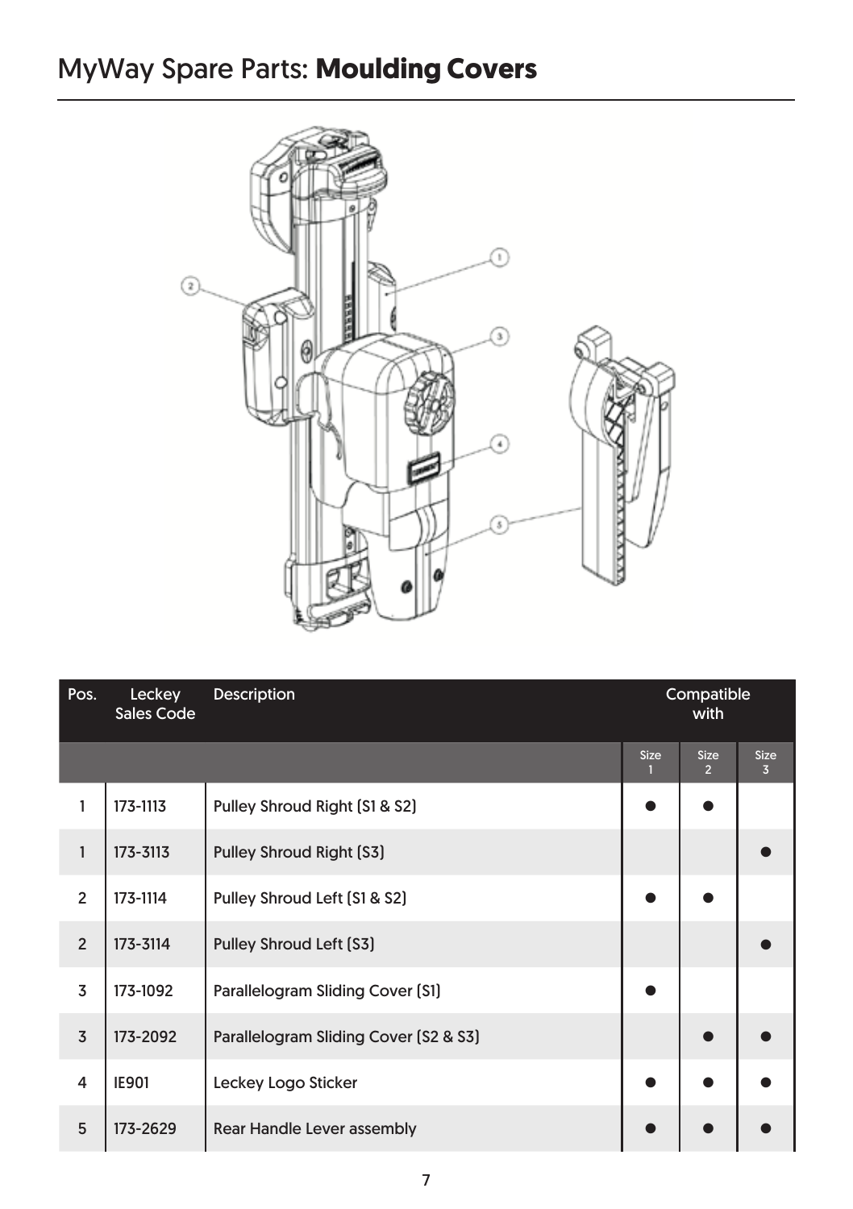# MyWay Spare Parts: **Moulding Covers**

| Pos. | Leckey Sales Code | Description | Compatible with | | |
|---|---|---|---|---|---|
| | | | Size 1 | Size 2 | Size 3 |
| 1 | 173-1113 | Pulley Shroud Right (S1 & S2) | ● | ● | |
| 1 | 173-3113 | Pulley Shroud Right (S3) | | | ● |
| 2 | 173-1114 | Pulley Shroud Left (S1 & S2) | ● | ● | |
| 2 | 173-3114 | Pulley Shroud Left (S3) | | | ● |
| 3 | 173-1092 | Parallelogram Sliding Cover (S1) | ● | | |
| 3 | 173-2092 | Parallelogram Sliding Cover (S2 & S3) | | ● | ● |
| 4 | IE901 | Leckey Logo Sticker | ● | ● | ● |
| 5 | 173-2629 | Rear Handle Lever assembly | ● | ● | ● |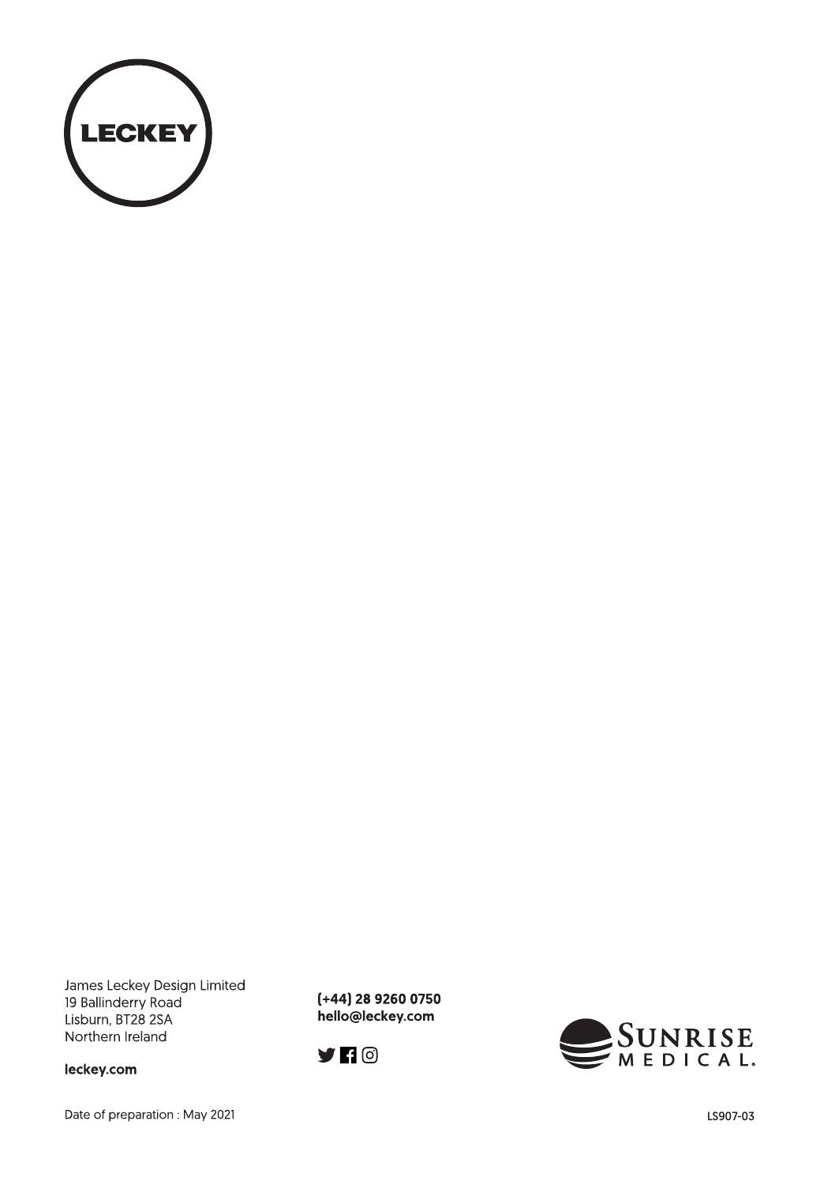LECKEY

James Leckey Design Limited
19 Ballinderry Road
Lisburn, BT28 2SA
Northern Ireland

**leckey.com**

**(+44) 28 9260 0750**
**hello@leckey.com**

SUNRISE MEDICAL.

Date of preparation : May 2021

LS907-03